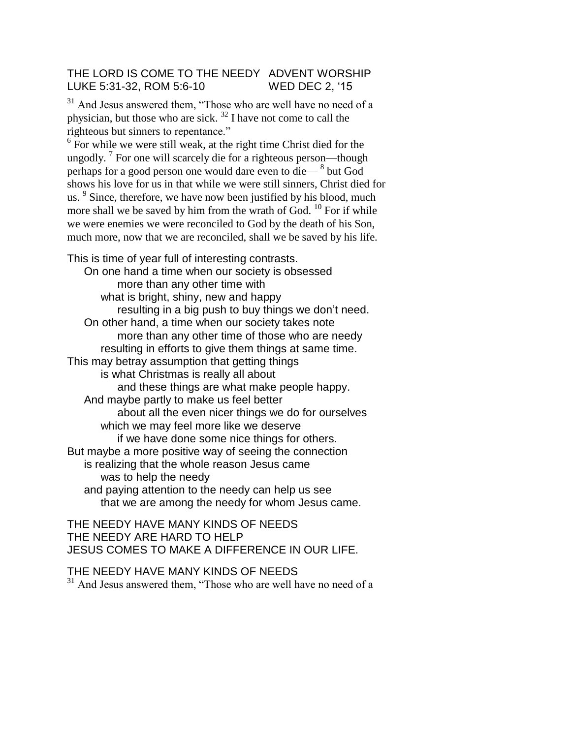THE LORD IS COME TO THE NEEDY ADVENT WORSHIP
LUKE 5:31-32, ROM 5:6-10 WED DEC 2, '15

[31] And Jesus answered them, "Those who are well have no need of a physician, but those who are sick. [32] I have not come to call the righteous but sinners to repentance."

[6] For while we were still weak, at the right time Christ died for the ungodly. [7] For one will scarcely die for a righteous person—though perhaps for a good person one would dare even to die— [8] but God shows his love for us in that while we were still sinners, Christ died for us. [9] Since, therefore, we have now been justified by his blood, much more shall we be saved by him from the wrath of God. [10] For if while we were enemies we were reconciled to God by the death of his Son, much more, now that we are reconciled, shall we be saved by his life.

This is time of year full of interesting contrasts.
On one hand a time when our society is obsessed
more than any other time with
what is bright, shiny, new and happy
resulting in a big push to buy things we don't need.
On other hand, a time when our society takes note
more than any other time of those who are needy
resulting in efforts to give them things at same time.
This may betray assumption that getting things
is what Christmas is really all about
and these things are what make people happy.
And maybe partly to make us feel better
about all the even nicer things we do for ourselves
which we may feel more like we deserve
if we have done some nice things for others.
But maybe a more positive way of seeing the connection
is realizing that the whole reason Jesus came
was to help the needy
and paying attention to the needy can help us see
that we are among the needy for whom Jesus came.

THE NEEDY HAVE MANY KINDS OF NEEDS
THE NEEDY ARE HARD TO HELP
JESUS COMES TO MAKE A DIFFERENCE IN OUR LIFE.

THE NEEDY HAVE MANY KINDS OF NEEDS

[31] And Jesus answered them, "Those who are well have no need of a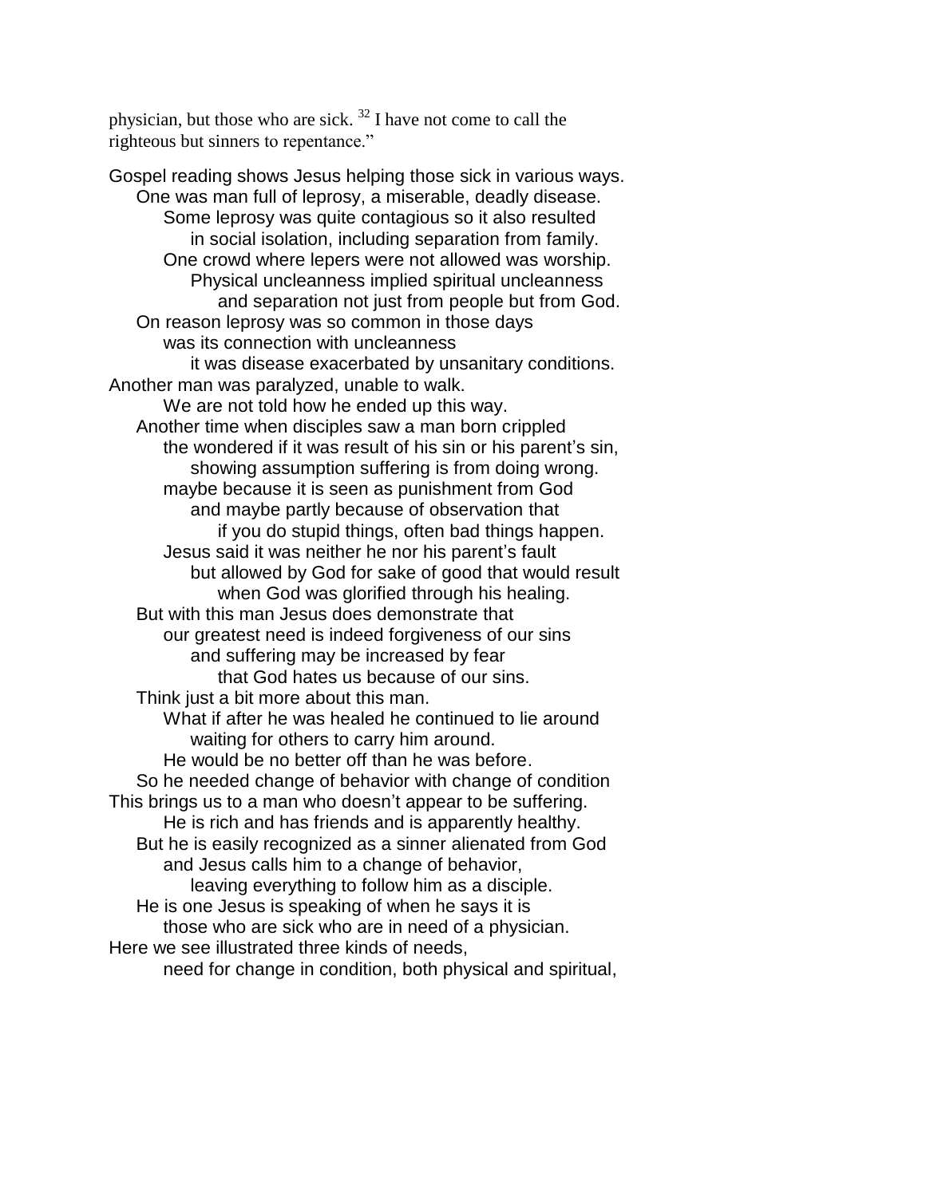physician, but those who are sick. [32] I have not come to call the righteous but sinners to repentance."

Gospel reading shows Jesus helping those sick in various ways.
    One was man full of leprosy, a miserable, deadly disease.
        Some leprosy was quite contagious so it also resulted
            in social isolation, including separation from family.
        One crowd where lepers were not allowed was worship.
            Physical uncleanness implied spiritual uncleanness
                and separation not just from people but from God.
    On reason leprosy was so common in those days
        was its connection with uncleanness
            it was disease exacerbated by unsanitary conditions.
Another man was paralyzed, unable to walk.
        We are not told how he ended up this way.
    Another time when disciples saw a man born crippled
        the wondered if it was result of his sin or his parent's sin,
            showing assumption suffering is from doing wrong.
        maybe because it is seen as punishment from God
            and maybe partly because of observation that
                if you do stupid things, often bad things happen.
        Jesus said it was neither he nor his parent's fault
            but allowed by God for sake of good that would result
                when God was glorified through his healing.
    But with this man Jesus does demonstrate that
        our greatest need is indeed forgiveness of our sins
            and suffering may be increased by fear
                that God hates us because of our sins.
    Think just a bit more about this man.
        What if after he was healed he continued to lie around
            waiting for others to carry him around.
        He would be no better off than he was before.
    So he needed change of behavior with change of condition
This brings us to a man who doesn't appear to be suffering.
        He is rich and has friends and is apparently healthy.
    But he is easily recognized as a sinner alienated from God
        and Jesus calls him to a change of behavior,
            leaving everything to follow him as a disciple.
    He is one Jesus is speaking of when he says it is
        those who are sick who are in need of a physician.
Here we see illustrated three kinds of needs,
        need for change in condition, both physical and spiritual,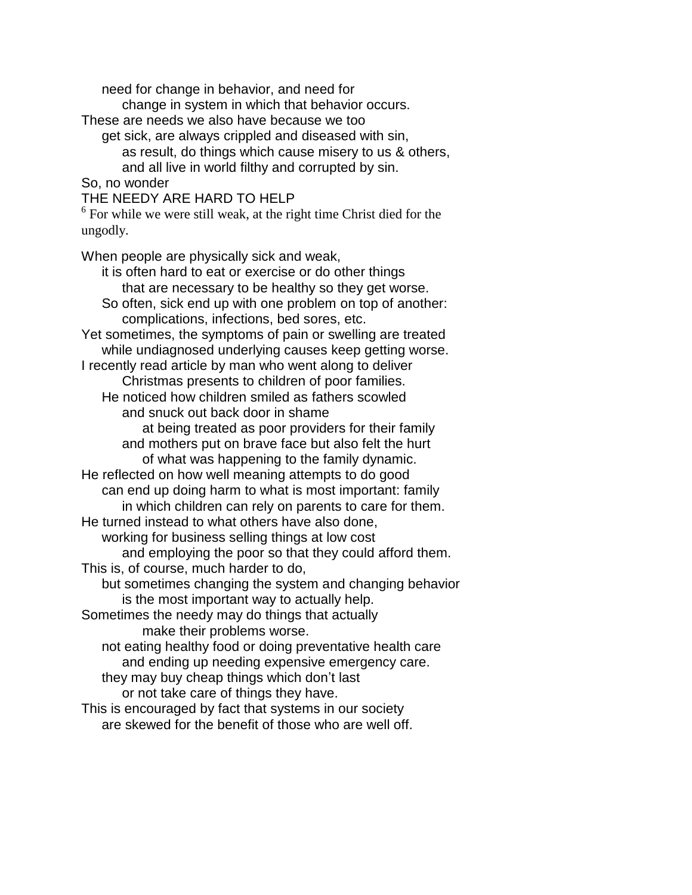need for change in behavior, and need for
change in system in which that behavior occurs.

These are needs we also have because we too
get sick, are always crippled and diseased with sin,
as result, do things which cause misery to us & others,
and all live in world filthy and corrupted by sin.

So, no wonder

THE NEEDY ARE HARD TO HELP

[6] For while we were still weak, at the right time Christ died for the ungodly.

When people are physically sick and weak,
it is often hard to eat or exercise or do other things
that are necessary to be healthy so they get worse.
So often, sick end up with one problem on top of another:
complications, infections, bed sores, etc.

Yet sometimes, the symptoms of pain or swelling are treated
while undiagnosed underlying causes keep getting worse.

I recently read article by man who went along to deliver
Christmas presents to children of poor families.
He noticed how children smiled as fathers scowled
and snuck out back door in shame
at being treated as poor providers for their family
and mothers put on brave face but also felt the hurt
of what was happening to the family dynamic.

He reflected on how well meaning attempts to do good
can end up doing harm to what is most important: family
in which children can rely on parents to care for them.

He turned instead to what others have also done,
working for business selling things at low cost
and employing the poor so that they could afford them.

This is, of course, much harder to do,
but sometimes changing the system and changing behavior
is the most important way to actually help.

Sometimes the needy may do things that actually
make their problems worse.
not eating healthy food or doing preventative health care
and ending up needing expensive emergency care.
they may buy cheap things which don't last
or not take care of things they have.

This is encouraged by fact that systems in our society
are skewed for the benefit of those who are well off.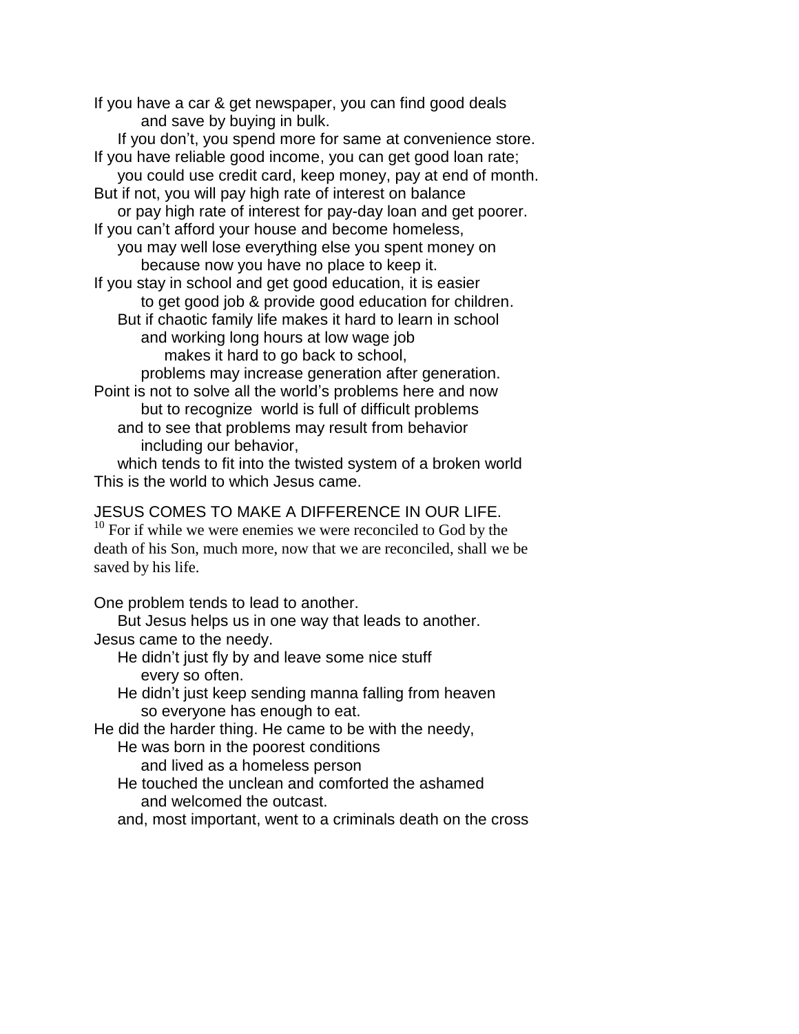If you have a car & get newspaper, you can find good deals
and save by buying in bulk.
If you don't, you spend more for same at convenience store.
If you have reliable good income, you can get good loan rate;
you could use credit card, keep money, pay at end of month.
But if not, you will pay high rate of interest on balance
or pay high rate of interest for pay-day loan and get poorer.
If you can't afford your house and become homeless,
you may well lose everything else you spent money on
because now you have no place to keep it.
If you stay in school and get good education, it is easier
to get good job & provide good education for children.
But if chaotic family life makes it hard to learn in school
and working long hours at low wage job
makes it hard to go back to school,
problems may increase generation after generation.
Point is not to solve all the world's problems here and now
but to recognize world is full of difficult problems
and to see that problems may result from behavior
including our behavior,
which tends to fit into the twisted system of a broken world
This is the world to which Jesus came.

JESUS COMES TO MAKE A DIFFERENCE IN OUR LIFE.

[10] For if while we were enemies we were reconciled to God by the death of his Son, much more, now that we are reconciled, shall we be saved by his life.

One problem tends to lead to another.
But Jesus helps us in one way that leads to another.
Jesus came to the needy.
He didn't just fly by and leave some nice stuff
every so often.
He didn't just keep sending manna falling from heaven
so everyone has enough to eat.
He did the harder thing. He came to be with the needy,
He was born in the poorest conditions
and lived as a homeless person
He touched the unclean and comforted the ashamed
and welcomed the outcast.
and, most important, went to a criminals death on the cross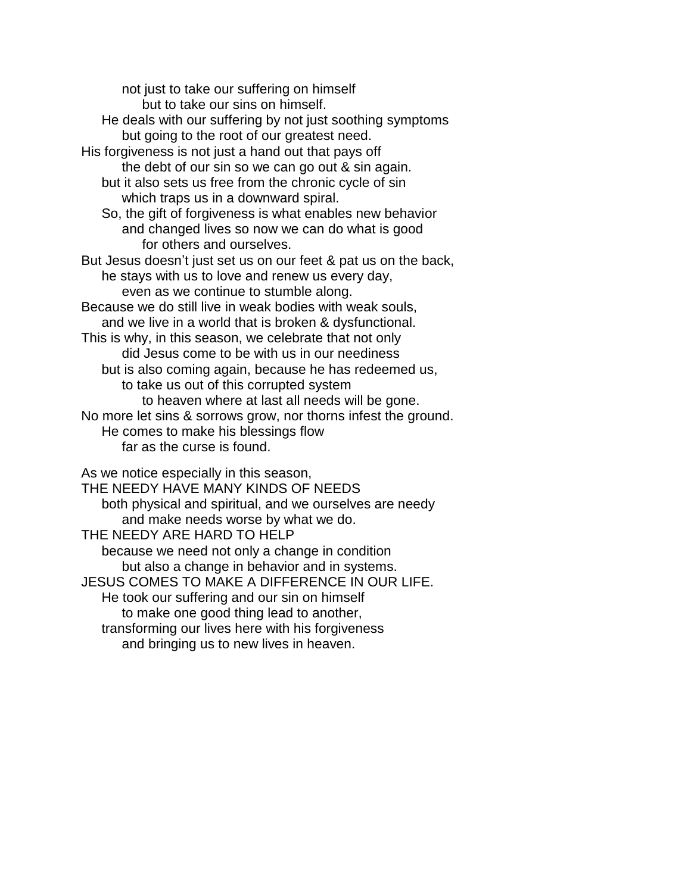not just to take our suffering on himself
but to take our sins on himself.
He deals with our suffering by not just soothing symptoms
but going to the root of our greatest need.
His forgiveness is not just a hand out that pays off
the debt of our sin so we can go out & sin again.
but it also sets us free from the chronic cycle of sin
which traps us in a downward spiral.
So, the gift of forgiveness is what enables new behavior
and changed lives so now we can do what is good
for others and ourselves.
But Jesus doesn't just set us on our feet & pat us on the back,
he stays with us to love and renew us every day,
even as we continue to stumble along.
Because we do still live in weak bodies with weak souls,
and we live in a world that is broken & dysfunctional.
This is why, in this season, we celebrate that not only
did Jesus come to be with us in our neediness
but is also coming again, because he has redeemed us,
to take us out of this corrupted system
to heaven where at last all needs will be gone.
No more let sins & sorrows grow, nor thorns infest the ground.
He comes to make his blessings flow
far as the curse is found.

As we notice especially in this season,
THE NEEDY HAVE MANY KINDS OF NEEDS
both physical and spiritual, and we ourselves are needy
and make needs worse by what we do.
THE NEEDY ARE HARD TO HELP
because we need not only a change in condition
but also a change in behavior and in systems.
JESUS COMES TO MAKE A DIFFERENCE IN OUR LIFE.
He took our suffering and our sin on himself
to make one good thing lead to another,
transforming our lives here with his forgiveness
and bringing us to new lives in heaven.